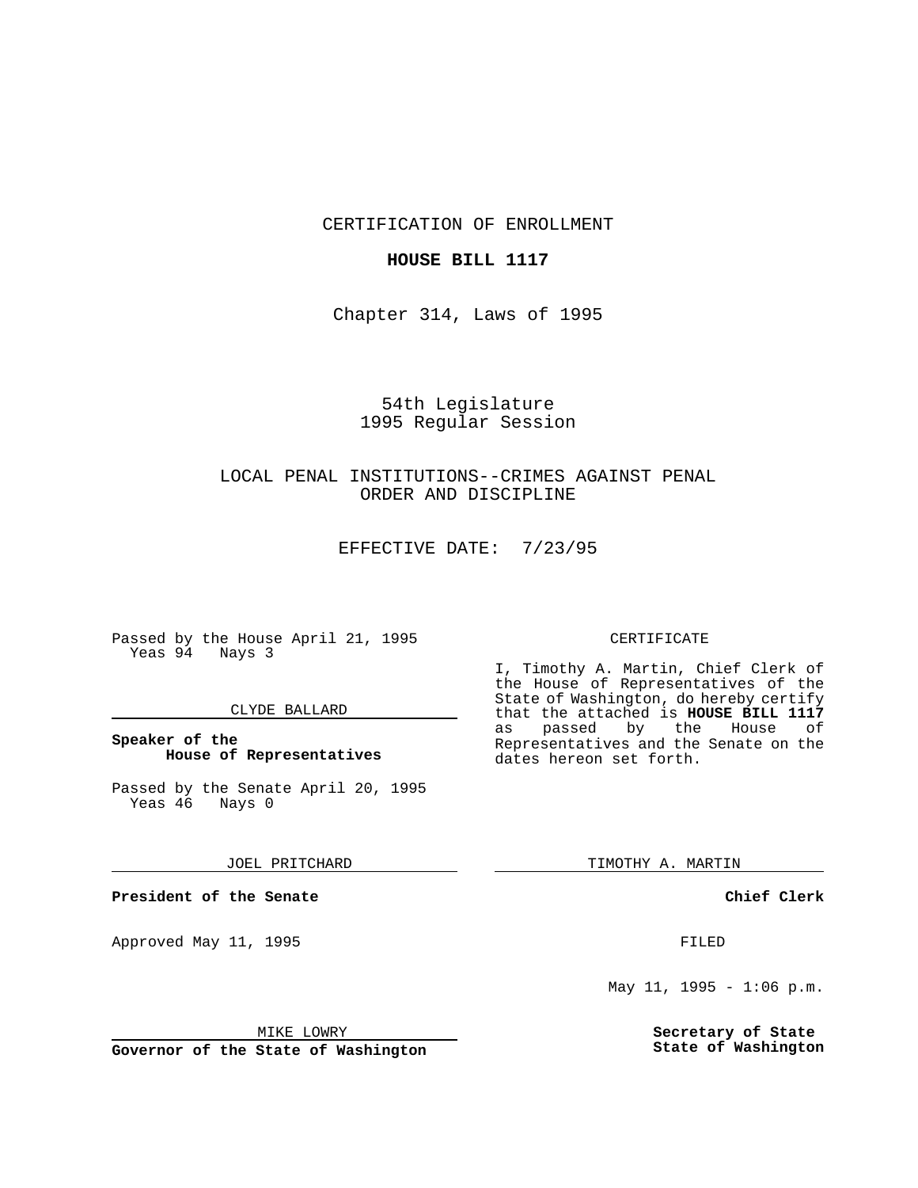CERTIFICATION OF ENROLLMENT

**HOUSE BILL 1117**

Chapter 314, Laws of 1995

54th Legislature
1995 Regular Session

LOCAL PENAL INSTITUTIONS--CRIMES AGAINST PENAL ORDER AND DISCIPLINE

EFFECTIVE DATE: 7/23/95

Passed by the House April 21, 1995
Yeas 94 Nays 3

CLYDE BALLARD

**Speaker of the House of Representatives**

Passed by the Senate April 20, 1995
Yeas 46 Nays 0

JOEL PRITCHARD

**President of the Senate**

Approved May 11, 1995

MIKE LOWRY

**Governor of the State of Washington**

CERTIFICATE

I, Timothy A. Martin, Chief Clerk of the House of Representatives of the State of Washington, do hereby certify that the attached is **HOUSE BILL 1117** as passed by the House of Representatives and the Senate on the dates hereon set forth.

TIMOTHY A. MARTIN

**Chief Clerk**

FILED

May 11, 1995 - 1:06 p.m.

**Secretary of State**
**State of Washington**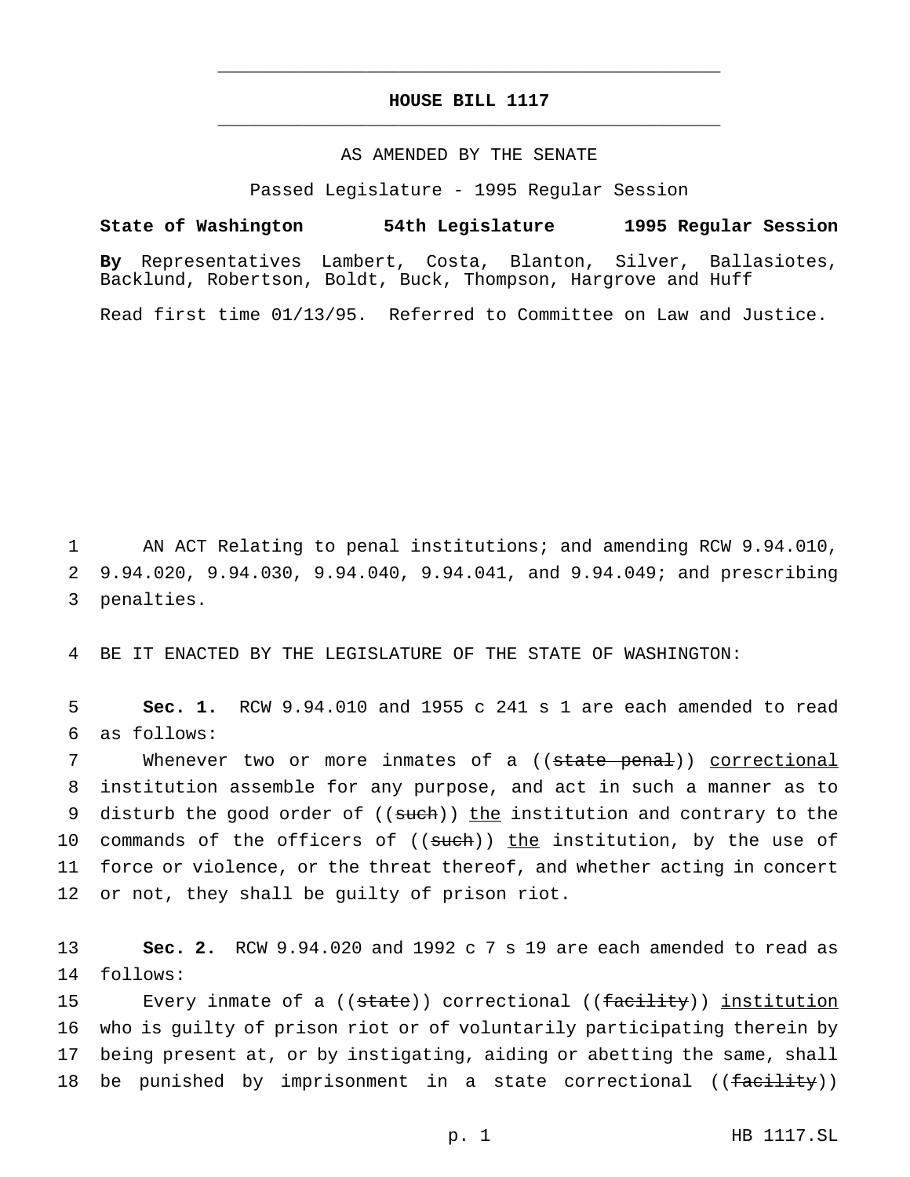# HOUSE BILL 1117

AS AMENDED BY THE SENATE

Passed Legislature - 1995 Regular Session

**State of Washington 54th Legislature 1995 Regular Session**

**By** Representatives Lambert, Costa, Blanton, Silver, Ballasiotes, Backlund, Robertson, Boldt, Buck, Thompson, Hargrove and Huff

Read first time 01/13/95. Referred to Committee on Law and Justice.

1 AN ACT Relating to penal institutions; and amending RCW 9.94.010, 2 9.94.020, 9.94.030, 9.94.040, 9.94.041, and 9.94.049; and prescribing 3 penalties.

4 BE IT ENACTED BY THE LEGISLATURE OF THE STATE OF WASHINGTON:

5 **Sec. 1.** RCW 9.94.010 and 1955 c 241 s 1 are each amended to read 6 as follows:

7 Whenever two or more inmates of a ((~~state penal~~)) <u>correctional</u> 8 institution assemble for any purpose, and act in such a manner as to 9 disturb the good order of ((~~such~~)) <u>the</u> institution and contrary to the 10 commands of the officers of ((~~such~~)) <u>the</u> institution, by the use of 11 force or violence, or the threat thereof, and whether acting in concert 12 or not, they shall be guilty of prison riot.

13 **Sec. 2.** RCW 9.94.020 and 1992 c 7 s 19 are each amended to read as 14 follows:

15 Every inmate of a ((~~state~~)) correctional ((~~facility~~)) <u>institution</u> 16 who is guilty of prison riot or of voluntarily participating therein by 17 being present at, or by instigating, aiding or abetting the same, shall 18 be punished by imprisonment in a state correctional ((~~facility~~))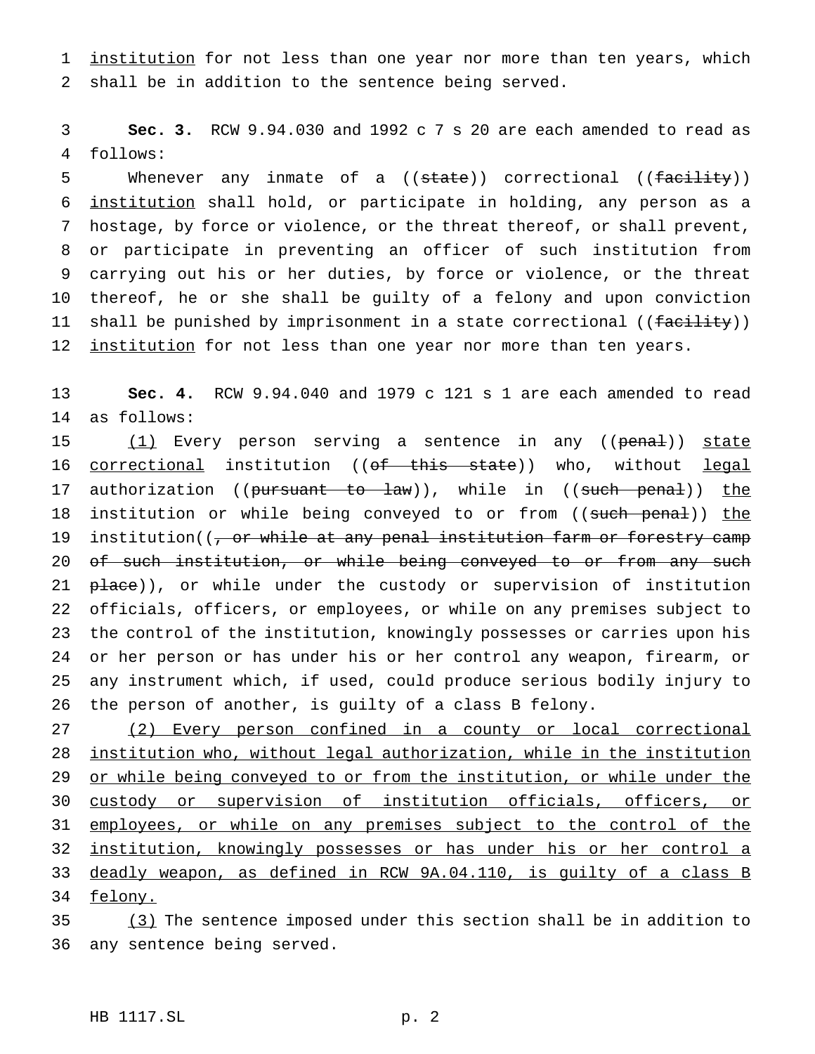institution for not less than one year nor more than ten years, which shall be in addition to the sentence being served.

**Sec. 3.** RCW 9.94.030 and 1992 c 7 s 20 are each amended to read as follows:

Whenever any inmate of a ((~~state~~)) correctional ((~~facility~~)) <u>institution</u> shall hold, or participate in holding, any person as a hostage, by force or violence, or the threat thereof, or shall prevent, or participate in preventing an officer of such institution from carrying out his or her duties, by force or violence, or the threat thereof, he or she shall be guilty of a felony and upon conviction shall be punished by imprisonment in a state correctional ((~~facility~~)) <u>institution</u> for not less than one year nor more than ten years.

**Sec. 4.** RCW 9.94.040 and 1979 c 121 s 1 are each amended to read as follows:

<u>(1)</u> Every person serving a sentence in any ((~~penal~~)) <u>state correctional</u> institution ((~~of this state~~)) who, without <u>legal</u> authorization ((~~pursuant to law~~)), while in ((~~such penal~~)) <u>the</u> institution or while being conveyed to or from ((~~such penal~~)) <u>the</u> institution((~~, or while at any penal institution farm or forestry camp of such institution, or while being conveyed to or from any such place~~)), or while under the custody or supervision of institution officials, officers, or employees, or while on any premises subject to the control of the institution, knowingly possesses or carries upon his or her person or has under his or her control any weapon, firearm, or any instrument which, if used, could produce serious bodily injury to the person of another, is guilty of a class B felony.

<u>(2) Every person confined in a county or local correctional institution who, without legal authorization, while in the institution or while being conveyed to or from the institution, or while under the custody or supervision of institution officials, officers, or employees, or while on any premises subject to the control of the institution, knowingly possesses or has under his or her control a deadly weapon, as defined in RCW 9A.04.110, is guilty of a class B felony.</u>

<u>(3)</u> The sentence imposed under this section shall be in addition to any sentence being served.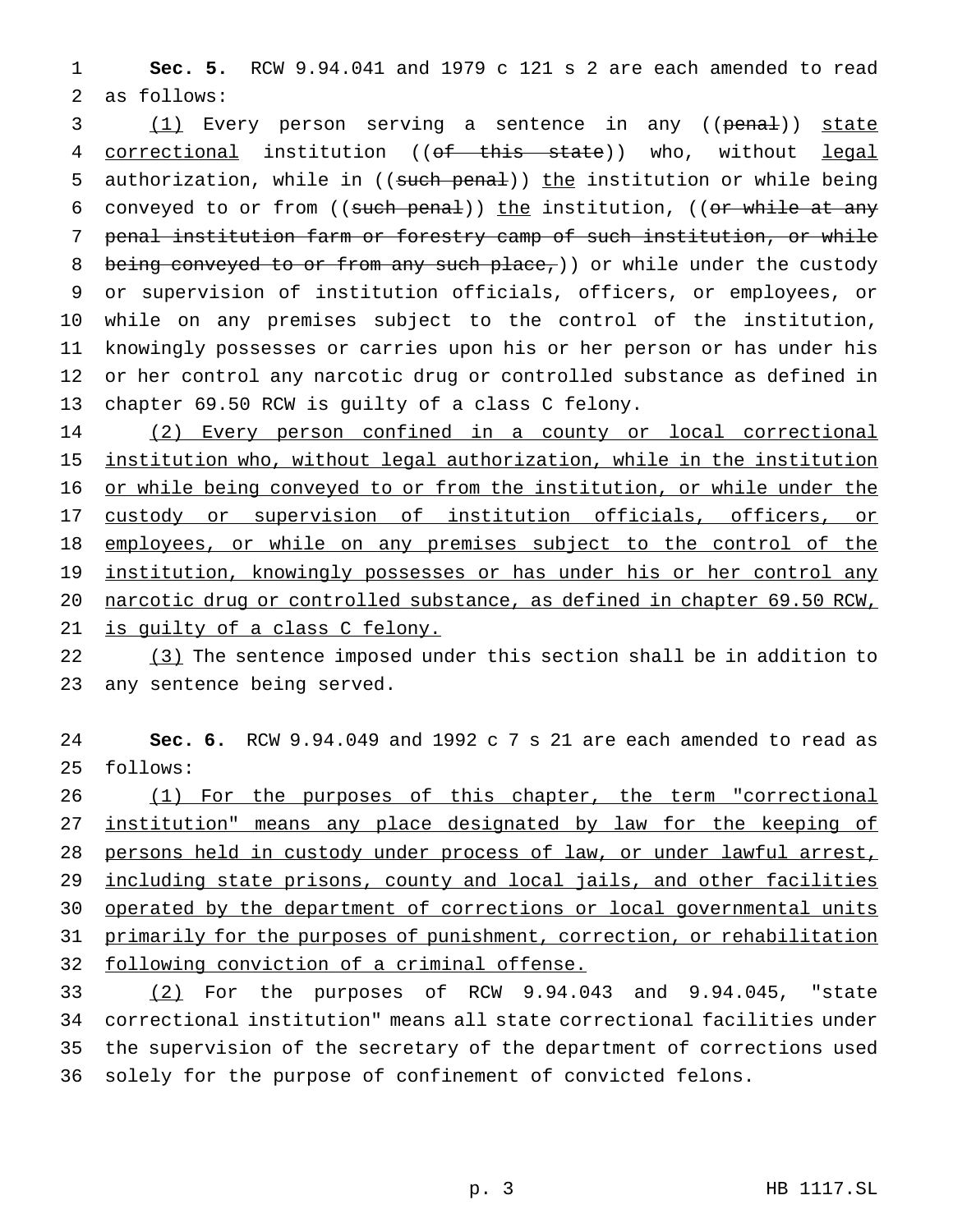**Sec. 5.** RCW 9.94.041 and 1979 c 121 s 2 are each amended to read as follows:

(1) Every person serving a sentence in any ((~~penal~~)) state correctional institution ((~~of this state~~)) who, without legal authorization, while in ((~~such penal~~)) the institution or while being conveyed to or from ((~~such penal~~)) the institution, ((~~or while at any penal institution farm or forestry camp of such institution, or while being conveyed to or from any such place,~~)) or while under the custody or supervision of institution officials, officers, or employees, or while on any premises subject to the control of the institution, knowingly possesses or carries upon his or her person or has under his or her control any narcotic drug or controlled substance as defined in chapter 69.50 RCW is guilty of a class C felony.

(2) Every person confined in a county or local correctional institution who, without legal authorization, while in the institution or while being conveyed to or from the institution, or while under the custody or supervision of institution officials, officers, or employees, or while on any premises subject to the control of the institution, knowingly possesses or has under his or her control any narcotic drug or controlled substance, as defined in chapter 69.50 RCW, is guilty of a class C felony.

(3) The sentence imposed under this section shall be in addition to any sentence being served.

**Sec. 6.** RCW 9.94.049 and 1992 c 7 s 21 are each amended to read as follows:

(1) For the purposes of this chapter, the term "correctional institution" means any place designated by law for the keeping of persons held in custody under process of law, or under lawful arrest, including state prisons, county and local jails, and other facilities operated by the department of corrections or local governmental units primarily for the purposes of punishment, correction, or rehabilitation following conviction of a criminal offense.

(2) For the purposes of RCW 9.94.043 and 9.94.045, "state correctional institution" means all state correctional facilities under the supervision of the secretary of the department of corrections used solely for the purpose of confinement of convicted felons.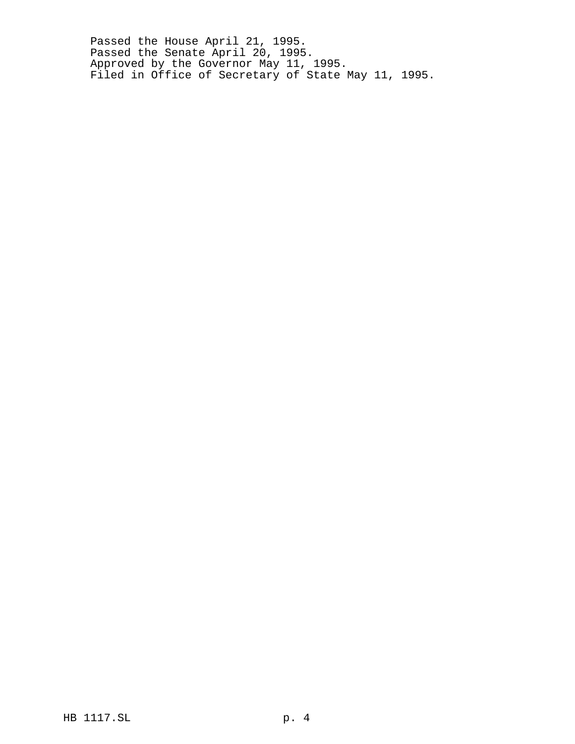Passed the House April 21, 1995.
Passed the Senate April 20, 1995.
Approved by the Governor May 11, 1995.
Filed in Office of Secretary of State May 11, 1995.